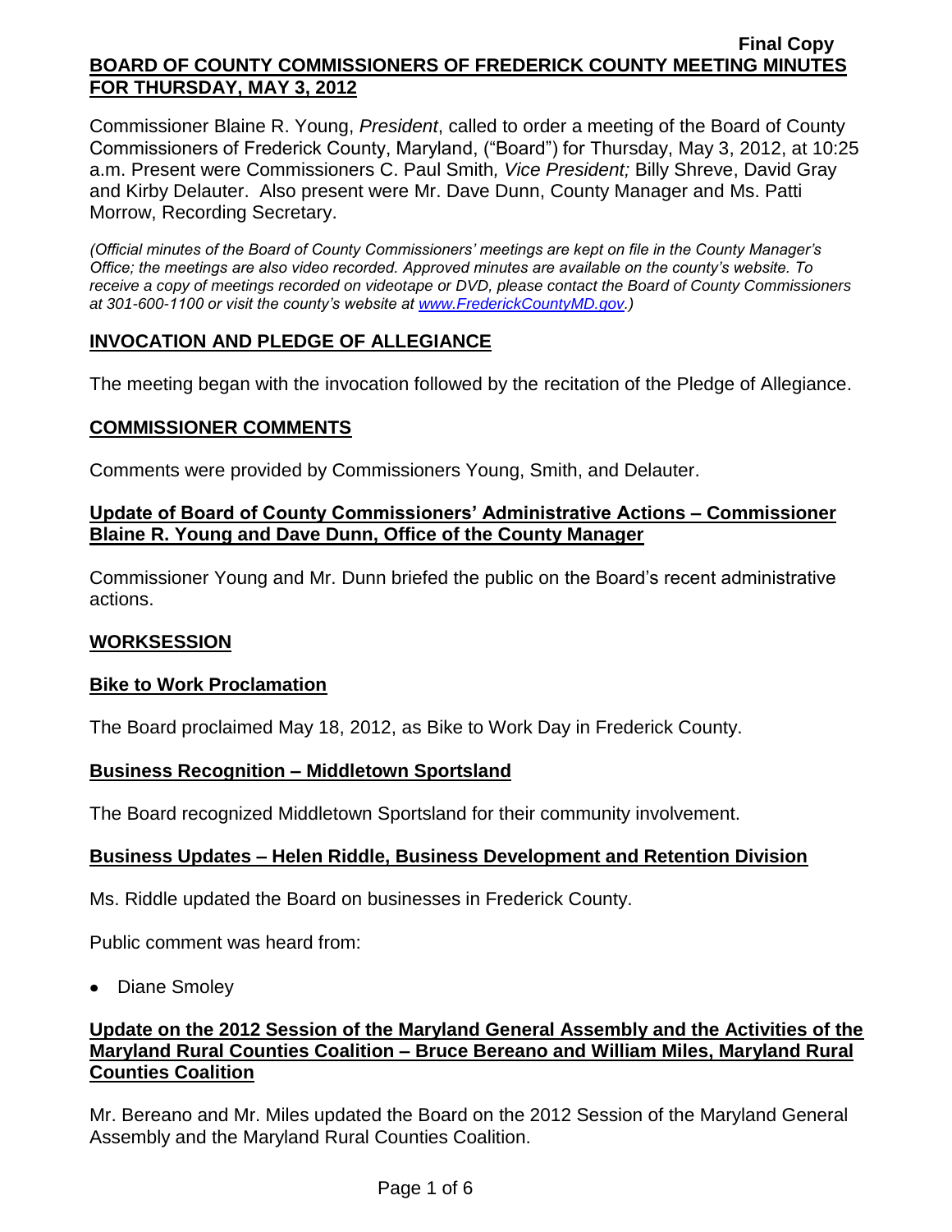Final Copy

**BOARD OF COUNTY COMMISSIONERS OF FREDERICK COUNTY MEETING MINUTES FOR THURSDAY, MAY 3, 2012**

Commissioner Blaine R. Young, *President*, called to order a meeting of the Board of County Commissioners of Frederick County, Maryland, ("Board") for Thursday, May 3, 2012, at 10:25 a.m. Present were Commissioners C. Paul Smith*, Vice President;* Billy Shreve, David Gray and Kirby Delauter. Also present were Mr. Dave Dunn, County Manager and Ms. Patti Morrow, Recording Secretary.

*(Official minutes of the Board of County Commissioners' meetings are kept on file in the County Manager's Office; the meetings are also video recorded. Approved minutes are available on the county's website. To receive a copy of meetings recorded on videotape or DVD, please contact the Board of County Commissioners at 301-600-1100 or visit the county's website at www.FrederickCountyMD.gov.)*

## INVOCATION AND PLEDGE OF ALLEGIANCE

The meeting began with the invocation followed by the recitation of the Pledge of Allegiance.

## COMMISSIONER COMMENTS

Comments were provided by Commissioners Young, Smith, and Delauter.

### Update of Board of County Commissioners' Administrative Actions – Commissioner Blaine R. Young and Dave Dunn, Office of the County Manager

Commissioner Young and Mr. Dunn briefed the public on the Board's recent administrative actions.

## WORKSESSION

### Bike to Work Proclamation

The Board proclaimed May 18, 2012, as Bike to Work Day in Frederick County.

### Business Recognition – Middletown Sportsland

The Board recognized Middletown Sportsland for their community involvement.

### Business Updates – Helen Riddle, Business Development and Retention Division

Ms. Riddle updated the Board on businesses in Frederick County.

Public comment was heard from:

- Diane Smoley

### Update on the 2012 Session of the Maryland General Assembly and the Activities of the Maryland Rural Counties Coalition – Bruce Bereano and William Miles, Maryland Rural Counties Coalition

Mr. Bereano and Mr. Miles updated the Board on the 2012 Session of the Maryland General Assembly and the Maryland Rural Counties Coalition.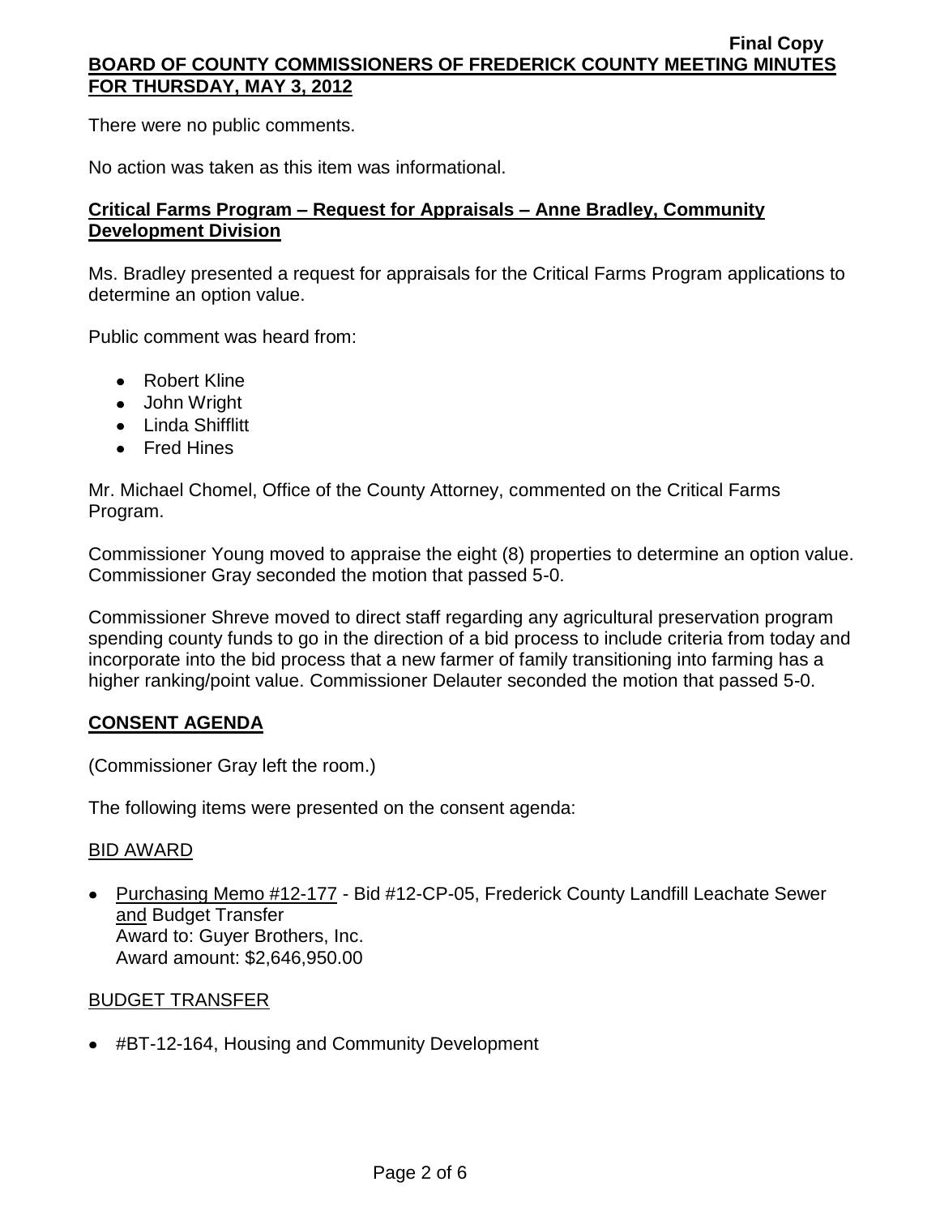There were no public comments.

No action was taken as this item was informational.

**Critical Farms Program – Request for Appraisals – Anne Bradley, Community Development Division**

Ms. Bradley presented a request for appraisals for the Critical Farms Program applications to determine an option value.

Public comment was heard from:

- Robert Kline
- John Wright
- Linda Shifflitt
- Fred Hines

Mr. Michael Chomel, Office of the County Attorney, commented on the Critical Farms Program.

Commissioner Young moved to appraise the eight (8) properties to determine an option value. Commissioner Gray seconded the motion that passed 5-0.

Commissioner Shreve moved to direct staff regarding any agricultural preservation program spending county funds to go in the direction of a bid process to include criteria from today and incorporate into the bid process that a new farmer of family transitioning into farming has a higher ranking/point value. Commissioner Delauter seconded the motion that passed 5-0.

**CONSENT AGENDA**

(Commissioner Gray left the room.)

The following items were presented on the consent agenda:

BID AWARD

- Purchasing Memo #12-177 - Bid #12-CP-05, Frederick County Landfill Leachate Sewer and Budget Transfer
  Award to: Guyer Brothers, Inc.
  Award amount: $2,646,950.00

BUDGET TRANSFER

- #BT-12-164, Housing and Community Development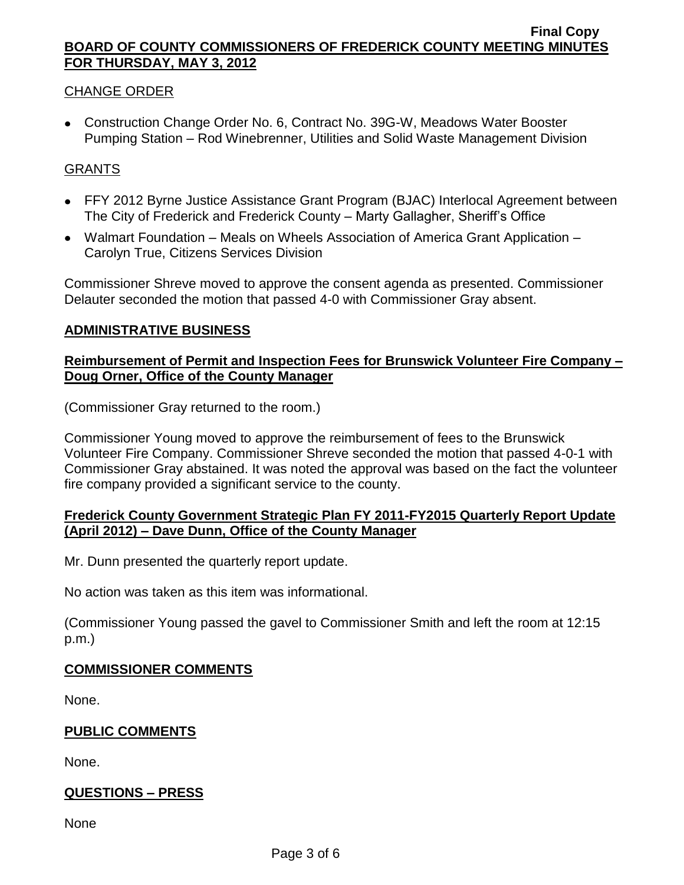CHANGE ORDER

- Construction Change Order No. 6, Contract No. 39G-W, Meadows Water Booster Pumping Station – Rod Winebrenner, Utilities and Solid Waste Management Division

GRANTS

- FFY 2012 Byrne Justice Assistance Grant Program (BJAC) Interlocal Agreement between The City of Frederick and Frederick County – Marty Gallagher, Sheriff's Office
- Walmart Foundation – Meals on Wheels Association of America Grant Application – Carolyn True, Citizens Services Division

Commissioner Shreve moved to approve the consent agenda as presented. Commissioner Delauter seconded the motion that passed 4-0 with Commissioner Gray absent.

## ADMINISTRATIVE BUSINESS

### Reimbursement of Permit and Inspection Fees for Brunswick Volunteer Fire Company – Doug Orner, Office of the County Manager

(Commissioner Gray returned to the room.)

Commissioner Young moved to approve the reimbursement of fees to the Brunswick Volunteer Fire Company. Commissioner Shreve seconded the motion that passed 4-0-1 with Commissioner Gray abstained. It was noted the approval was based on the fact the volunteer fire company provided a significant service to the county.

### Frederick County Government Strategic Plan FY 2011-FY2015 Quarterly Report Update (April 2012) – Dave Dunn, Office of the County Manager

Mr. Dunn presented the quarterly report update.

No action was taken as this item was informational.

(Commissioner Young passed the gavel to Commissioner Smith and left the room at 12:15 p.m.)

## COMMISSIONER COMMENTS

None.

## PUBLIC COMMENTS

None.

## QUESTIONS – PRESS

None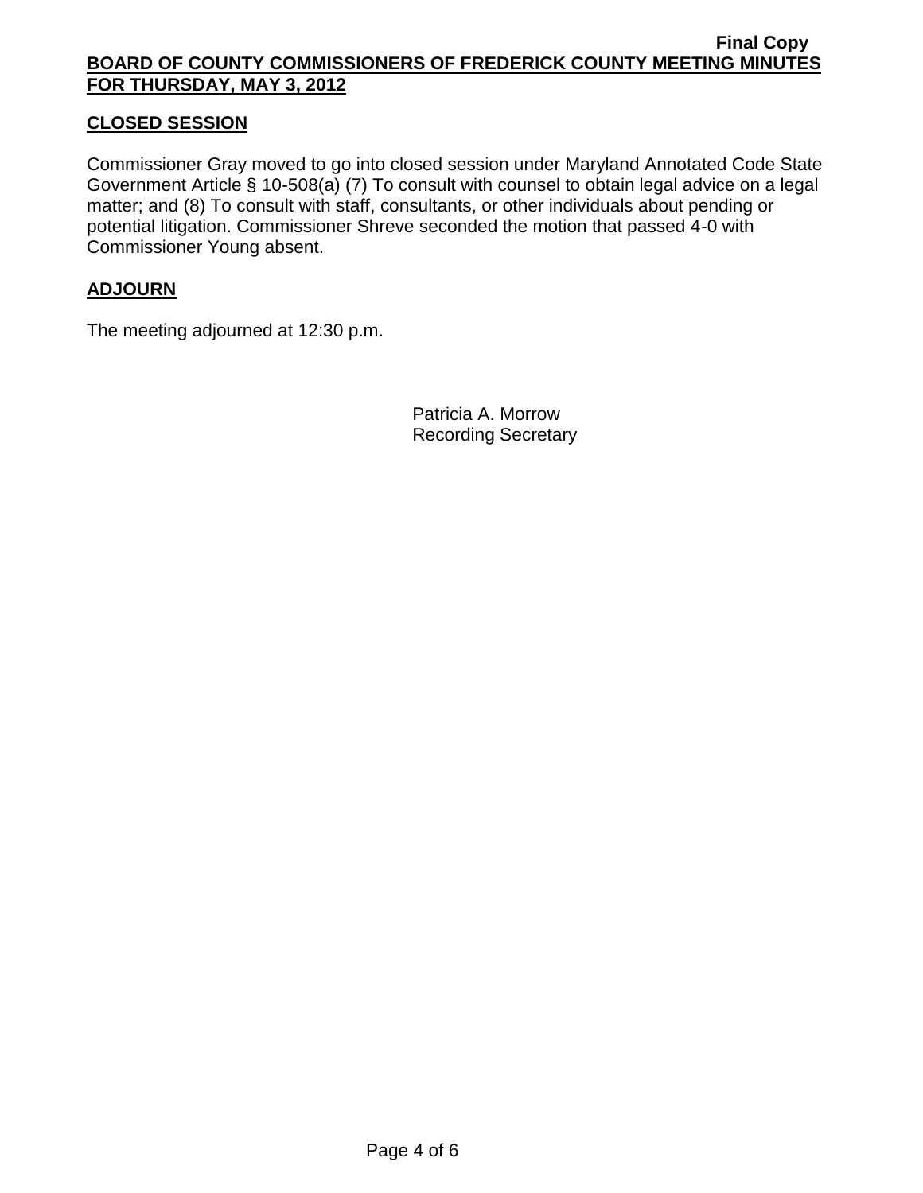## CLOSED SESSION

Commissioner Gray moved to go into closed session under Maryland Annotated Code State Government Article § 10-508(a) (7) To consult with counsel to obtain legal advice on a legal matter; and (8) To consult with staff, consultants, or other individuals about pending or potential litigation. Commissioner Shreve seconded the motion that passed 4-0 with Commissioner Young absent.

## ADJOURN

The meeting adjourned at 12:30 p.m.

Patricia A. Morrow
Recording Secretary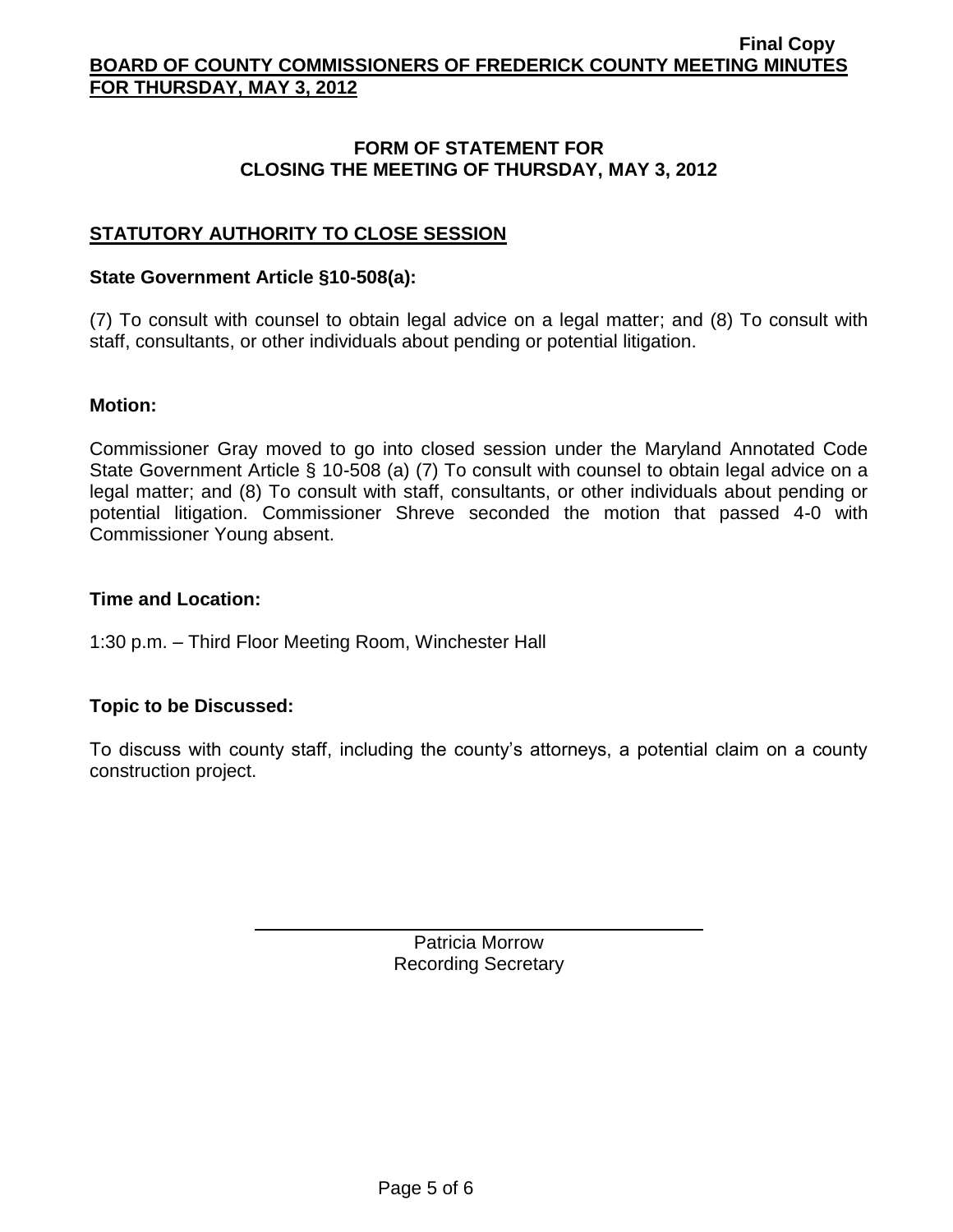## FORM OF STATEMENT FOR CLOSING THE MEETING OF THURSDAY, MAY 3, 2012

### STATUTORY AUTHORITY TO CLOSE SESSION

**State Government Article §10-508(a):**

(7) To consult with counsel to obtain legal advice on a legal matter; and (8) To consult with staff, consultants, or other individuals about pending or potential litigation.

**Motion:**

Commissioner Gray moved to go into closed session under the Maryland Annotated Code State Government Article § 10-508 (a) (7) To consult with counsel to obtain legal advice on a legal matter; and (8) To consult with staff, consultants, or other individuals about pending or potential litigation. Commissioner Shreve seconded the motion that passed 4-0 with Commissioner Young absent.

**Time and Location:**

1:30 p.m. – Third Floor Meeting Room, Winchester Hall

**Topic to be Discussed:**

To discuss with county staff, including the county's attorneys, a potential claim on a county construction project.

Patricia Morrow
Recording Secretary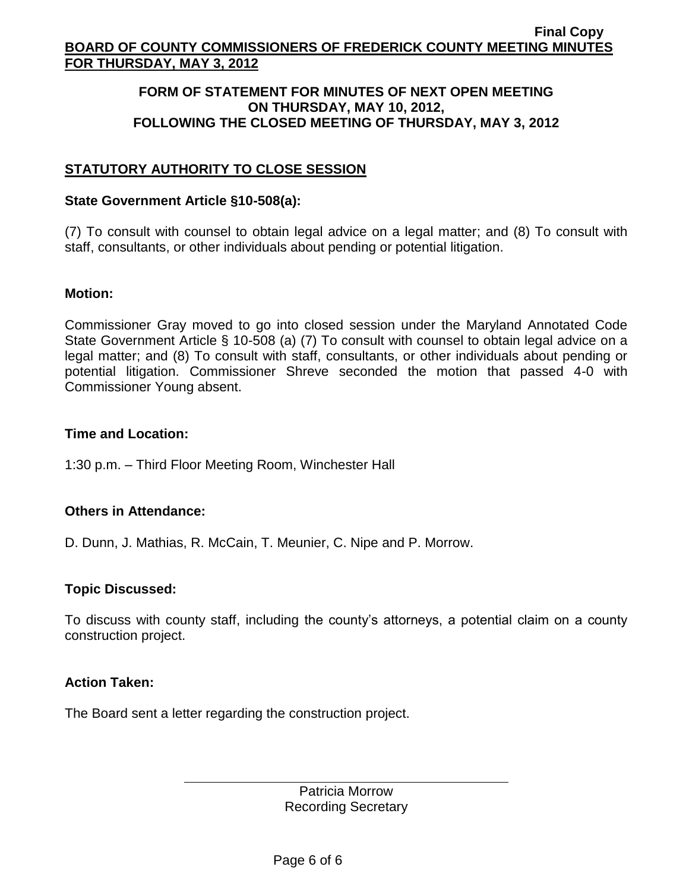## FORM OF STATEMENT FOR MINUTES OF NEXT OPEN MEETING ON THURSDAY, MAY 10, 2012, FOLLOWING THE CLOSED MEETING OF THURSDAY, MAY 3, 2012

### STATUTORY AUTHORITY TO CLOSE SESSION

**State Government Article §10-508(a):**

(7) To consult with counsel to obtain legal advice on a legal matter; and (8) To consult with staff, consultants, or other individuals about pending or potential litigation.

**Motion:**

Commissioner Gray moved to go into closed session under the Maryland Annotated Code State Government Article § 10-508 (a) (7) To consult with counsel to obtain legal advice on a legal matter; and (8) To consult with staff, consultants, or other individuals about pending or potential litigation. Commissioner Shreve seconded the motion that passed 4-0 with Commissioner Young absent.

**Time and Location:**

1:30 p.m. – Third Floor Meeting Room, Winchester Hall

**Others in Attendance:**

D. Dunn, J. Mathias, R. McCain, T. Meunier, C. Nipe and P. Morrow.

**Topic Discussed:**

To discuss with county staff, including the county's attorneys, a potential claim on a county construction project.

**Action Taken:**

The Board sent a letter regarding the construction project.

Patricia Morrow
Recording Secretary